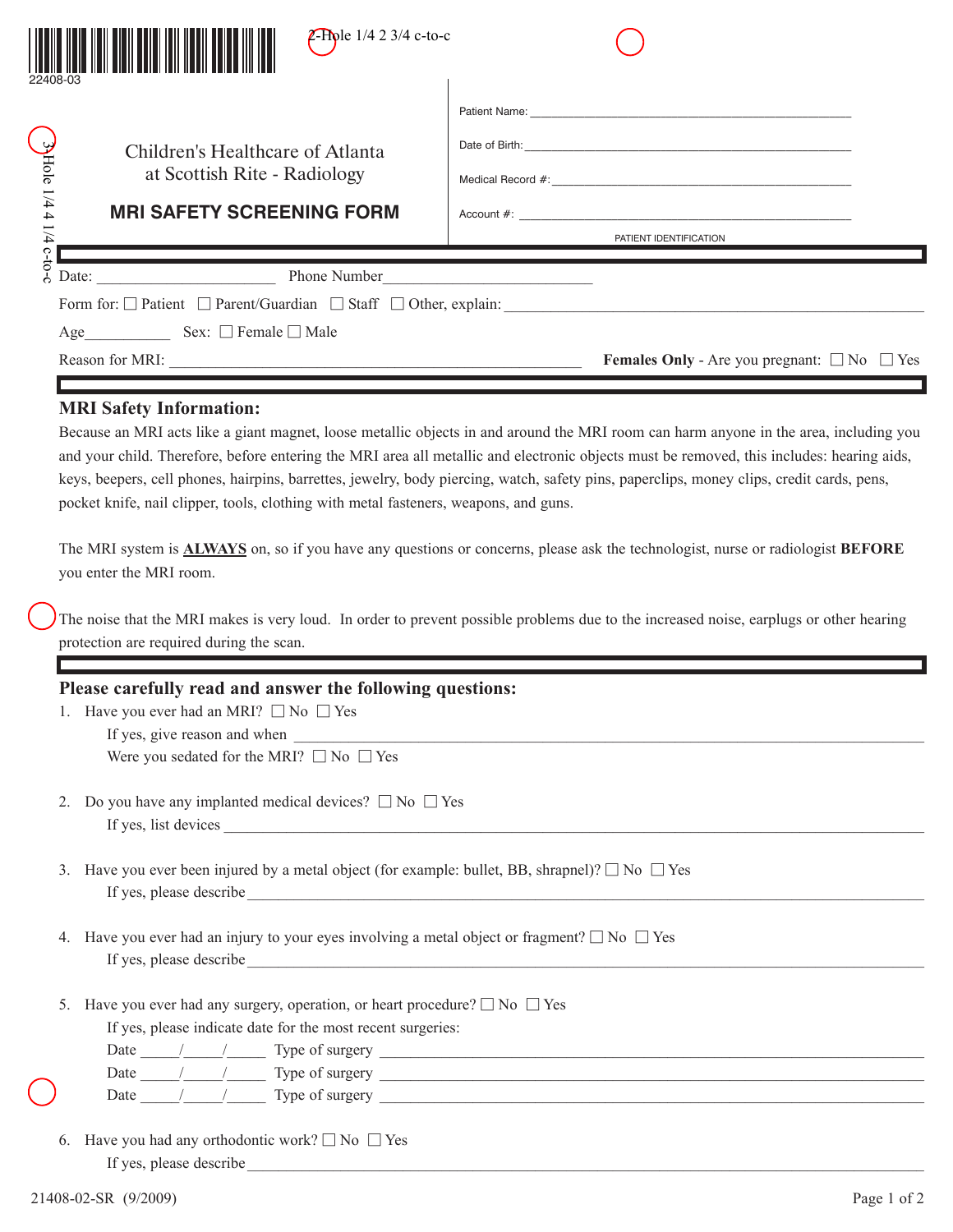22408-03

2-Hole 1/4 2 3/4 c-to-c

3-Hole 1/4 4 1/4 c-to-c

Children's Healthcare of Atlanta
at Scottish Rite - Radiology

## MRI SAFETY SCREENING FORM

Patient Name: ______________________________

Date of Birth: ______________________________

Medical Record #: ______________________________

Account #: ______________________________

PATIENT IDENTIFICATION

Date: ______________________ Phone Number ______________________

Form for: ☐ Patient ☐ Parent/Guardian ☐ Staff ☐ Other, explain: ______________________

Age___________ Sex: ☐ Female ☐ Male

Reason for MRI: ______________________ **Females Only** - Are you pregnant: ☐ No ☐ Yes

### MRI Safety Information:

Because an MRI acts like a giant magnet, loose metallic objects in and around the MRI room can harm anyone in the area, including you and your child. Therefore, before entering the MRI area all metallic and electronic objects must be removed, this includes: hearing aids, keys, beepers, cell phones, hairpins, barrettes, jewelry, body piercing, watch, safety pins, paperclips, money clips, credit cards, pens, pocket knife, nail clipper, tools, clothing with metal fasteners, weapons, and guns.

The MRI system is **ALWAYS** on, so if you have any questions or concerns, please ask the technologist, nurse or radiologist **BEFORE** you enter the MRI room.

The noise that the MRI makes is very loud. In order to prevent possible problems due to the increased noise, earplugs or other hearing protection are required during the scan.

### Please carefully read and answer the following questions:

1. Have you ever had an MRI? ☐ No ☐ Yes
   If yes, give reason and when ______________________
   Were you sedated for the MRI? ☐ No ☐ Yes

2. Do you have any implanted medical devices? ☐ No ☐ Yes
   If yes, list devices ______________________

3. Have you ever been injured by a metal object (for example: bullet, BB, shrapnel)? ☐ No ☐ Yes
   If yes, please describe ______________________

4. Have you ever had an injury to your eyes involving a metal object or fragment? ☐ No ☐ Yes
   If yes, please describe ______________________

5. Have you ever had any surgery, operation, or heart procedure? ☐ No ☐ Yes
   If yes, please indicate date for the most recent surgeries:
   Date _____/_____/_____ Type of surgery ______________________
   Date _____/_____/_____ Type of surgery ______________________
   Date _____/_____/_____ Type of surgery ______________________

6. Have you had any orthodontic work? ☐ No ☐ Yes
   If yes, please describe ______________________

21408-02-SR (9/2009)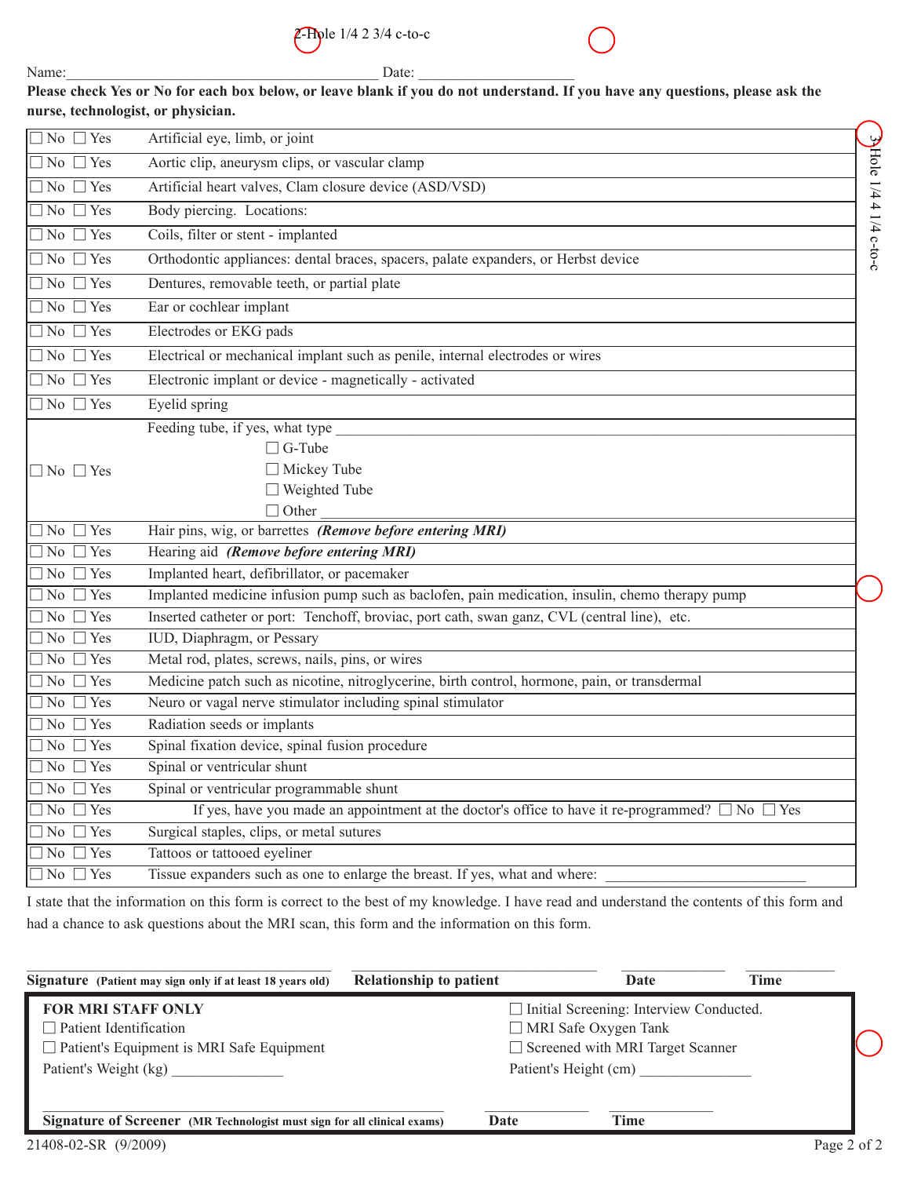2-Hole 1/4 2 3/4 c-to-c

3-Hole 1/4 4 1/4 c-to-c

Name:________________________________________ Date: ____________________

**Please check Yes or No for each box below, or leave blank if you do not understand. If you have any questions, please ask the nurse, technologist, or physician.**

| | |
|---|---|
| ☐ No ☐ Yes | Artificial eye, limb, or joint |
| ☐ No ☐ Yes | Aortic clip, aneurysm clips, or vascular clamp |
| ☐ No ☐ Yes | Artificial heart valves, Clam closure device (ASD/VSD) |
| ☐ No ☐ Yes | Body piercing. Locations: |
| ☐ No ☐ Yes | Coils, filter or stent - implanted |
| ☐ No ☐ Yes | Orthodontic appliances: dental braces, spacers, palate expanders, or Herbst device |
| ☐ No ☐ Yes | Dentures, removable teeth, or partial plate |
| ☐ No ☐ Yes | Ear or cochlear implant |
| ☐ No ☐ Yes | Electrodes or EKG pads |
| ☐ No ☐ Yes | Electrical or mechanical implant such as penile, internal electrodes or wires |
| ☐ No ☐ Yes | Electronic implant or device - magnetically - activated |
| ☐ No ☐ Yes | Eyelid spring |
| ☐ No ☐ Yes | Feeding tube, if yes, what type ____________ <br> ☐ G-Tube <br> ☐ Mickey Tube <br> ☐ Weighted Tube <br> ☐ Other ____________ |
| ☐ No ☐ Yes | Hair pins, wig, or barrettes ***(Remove before entering MRI)*** |
| ☐ No ☐ Yes | Hearing aid ***(Remove before entering MRI)*** |
| ☐ No ☐ Yes | Implanted heart, defibrillator, or pacemaker |
| ☐ No ☐ Yes | Implanted medicine infusion pump such as baclofen, pain medication, insulin, chemo therapy pump |
| ☐ No ☐ Yes | Inserted catheter or port: Tenchoff, broviac, port cath, swan ganz, CVL (central line), etc. |
| ☐ No ☐ Yes | IUD, Diaphragm, or Pessary |
| ☐ No ☐ Yes | Metal rod, plates, screws, nails, pins, or wires |
| ☐ No ☐ Yes | Medicine patch such as nicotine, nitroglycerine, birth control, hormone, pain, or transdermal |
| ☐ No ☐ Yes | Neuro or vagal nerve stimulator including spinal stimulator |
| ☐ No ☐ Yes | Radiation seeds or implants |
| ☐ No ☐ Yes | Spinal fixation device, spinal fusion procedure |
| ☐ No ☐ Yes | Spinal or ventricular shunt |
| ☐ No ☐ Yes | Spinal or ventricular programmable shunt |
| ☐ No ☐ Yes | If yes, have you made an appointment at the doctor's office to have it re-programmed? ☐ No ☐ Yes |
| ☐ No ☐ Yes | Surgical staples, clips, or metal sutures |
| ☐ No ☐ Yes | Tattoos or tattooed eyeliner |
| ☐ No ☐ Yes | Tissue expanders such as one to enlarge the breast. If yes, what and where: ____________ |

I state that the information on this form is correct to the best of my knowledge. I have read and understand the contents of this form and had a chance to ask questions about the MRI scan, this form and the information on this form.

____________________ ____________________ __________ __________

**Signature** **(Patient may sign only if at least 18 years old)** **Relationship to patient** **Date** **Time**

**FOR MRI STAFF ONLY**

☐ Patient Identification

☐ Patient's Equipment is MRI Safe Equipment

Patient's Weight (kg) ______________

☐ Initial Screening: Interview Conducted.

☐ MRI Safe Oxygen Tank

☐ Screened with MRI Target Scanner

Patient's Height (cm) ______________

____________________ __________ __________

**Signature of Screener** **(MR Technologist must sign for all clinical exams)** **Date** **Time**

21408-02-SR (9/2009)